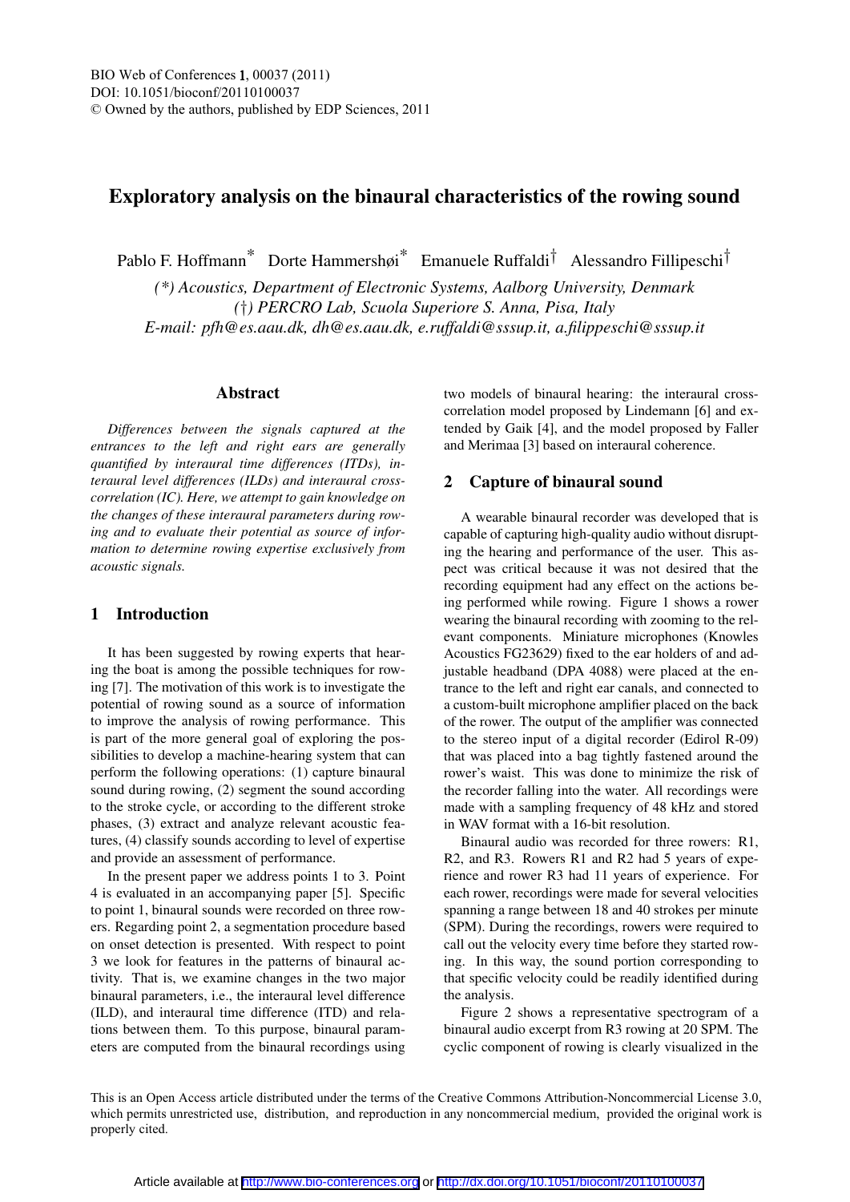# Exploratory analysis on the binaural characteristics of the rowing sound

Pablo F. Hoffmann[*] Dorte Hammershøi[*] Emanuele Ruffaldi[†] Alessandro Fillipeschi[†]

*(*) Acoustics, Department of Electronic Systems, Aalborg University, Denmark*
*(†) PERCRO Lab, Scuola Superiore S. Anna, Pisa, Italy*
*E-mail: pfh@es.aau.dk, dh@es.aau.dk, e.ruffaldi@sssup.it, a.filippeschi@sssup.it*

## Abstract

*Differences between the signals captured at the entrances to the left and right ears are generally quantified by interaural time differences (ITDs), interaural level differences (ILDs) and interaural cross-correlation (IC). Here, we attempt to gain knowledge on the changes of these interaural parameters during rowing and to evaluate their potential as source of information to determine rowing expertise exclusively from acoustic signals.*

## 1 Introduction

It has been suggested by rowing experts that hearing the boat is among the possible techniques for rowing [7]. The motivation of this work is to investigate the potential of rowing sound as a source of information to improve the analysis of rowing performance. This is part of the more general goal of exploring the possibilities to develop a machine-hearing system that can perform the following operations: (1) capture binaural sound during rowing, (2) segment the sound according to the stroke cycle, or according to the different stroke phases, (3) extract and analyze relevant acoustic features, (4) classify sounds according to level of expertise and provide an assessment of performance.

In the present paper we address points 1 to 3. Point 4 is evaluated in an accompanying paper [5]. Specific to point 1, binaural sounds were recorded on three rowers. Regarding point 2, a segmentation procedure based on onset detection is presented. With respect to point 3 we look for features in the patterns of binaural activity. That is, we examine changes in the two major binaural parameters, i.e., the interaural level difference (ILD), and interaural time difference (ITD) and relations between them. To this purpose, binaural parameters are computed from the binaural recordings using two models of binaural hearing: the interaural cross-correlation model proposed by Lindemann [6] and extended by Gaik [4], and the model proposed by Faller and Merimaa [3] based on interaural coherence.

## 2 Capture of binaural sound

A wearable binaural recorder was developed that is capable of capturing high-quality audio without disrupting the hearing and performance of the user. This aspect was critical because it was not desired that the recording equipment had any effect on the actions being performed while rowing. Figure 1 shows a rower wearing the binaural recording with zooming to the relevant components. Miniature microphones (Knowles Acoustics FG23629) fixed to the ear holders of and adjustable headband (DPA 4088) were placed at the entrance to the left and right ear canals, and connected to a custom-built microphone amplifier placed on the back of the rower. The output of the amplifier was connected to the stereo input of a digital recorder (Edirol R-09) that was placed into a bag tightly fastened around the rower's waist. This was done to minimize the risk of the recorder falling into the water. All recordings were made with a sampling frequency of 48 kHz and stored in WAV format with a 16-bit resolution.

Binaural audio was recorded for three rowers: R1, R2, and R3. Rowers R1 and R2 had 5 years of experience and rower R3 had 11 years of experience. For each rower, recordings were made for several velocities spanning a range between 18 and 40 strokes per minute (SPM). During the recordings, rowers were required to call out the velocity every time before they started rowing. In this way, the sound portion corresponding to that specific velocity could be readily identified during the analysis.

Figure 2 shows a representative spectrogram of a binaural audio excerpt from R3 rowing at 20 SPM. The cyclic component of rowing is clearly visualized in the

This is an Open Access article distributed under the terms of the Creative Commons Attribution-Noncommercial License 3.0, which permits unrestricted use, distribution, and reproduction in any noncommercial medium, provided the original work is properly cited.

Article available at http://www.bio-conferences.org or http://dx.doi.org/10.1051/bioconf/20110100037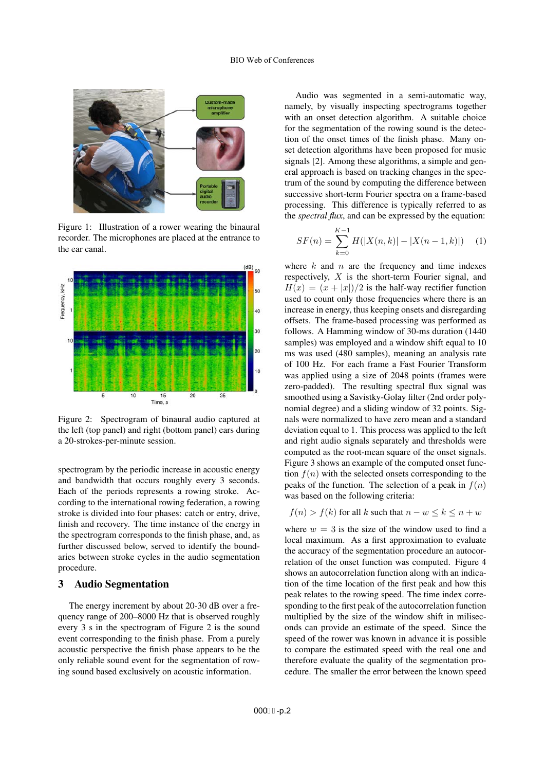Figure 1: Illustration of a rower wearing the binaural recorder. The microphones are placed at the entrance to the ear canal.

Figure 2: Spectrogram of binaural audio captured at the left (top panel) and right (bottom panel) ears during a 20-strokes-per-minute session.

spectrogram by the periodic increase in acoustic energy and bandwidth that occurs roughly every 3 seconds. Each of the periods represents a rowing stroke. According to the international rowing federation, a rowing stroke is divided into four phases: catch or entry, drive, finish and recovery. The time instance of the energy in the spectrogram corresponds to the finish phase, and, as further discussed below, served to identify the boundaries between stroke cycles in the audio segmentation procedure.

## 3 Audio Segmentation

The energy increment by about 20-30 dB over a frequency range of 200–8000 Hz that is observed roughly every 3 s in the spectrogram of Figure 2 is the sound event corresponding to the finish phase. From a purely acoustic perspective the finish phase appears to be the only reliable sound event for the segmentation of rowing sound based exclusively on acoustic information.

Audio was segmented in a semi-automatic way, namely, by visually inspecting spectrograms together with an onset detection algorithm. A suitable choice for the segmentation of the rowing sound is the detection of the onset times of the finish phase. Many onset detection algorithms have been proposed for music signals [2]. Among these algorithms, a simple and general approach is based on tracking changes in the spectrum of the sound by computing the difference between successive short-term Fourier spectra on a frame-based processing. This difference is typically referred to as the *spectral flux*, and can be expressed by the equation:

$$SF(n) = \sum_{k=0}^{K-1} H(|X(n,k)| - |X(n-1,k)|) \quad (1)$$

where $k$ and $n$ are the frequency and time indexes respectively, $X$ is the short-term Fourier signal, and $H(x) = (x + |x|)/2$ is the half-way rectifier function used to count only those frequencies where there is an increase in energy, thus keeping onsets and disregarding offsets. The frame-based processing was performed as follows. A Hamming window of 30-ms duration (1440 samples) was employed and a window shift equal to 10 ms was used (480 samples), meaning an analysis rate of 100 Hz. For each frame a Fast Fourier Transform was applied using a size of 2048 points (frames were zero-padded). The resulting spectral flux signal was smoothed using a Savistky-Golay filter (2nd order polynomial degree) and a sliding window of 32 points. Signals were normalized to have zero mean and a standard deviation equal to 1. This process was applied to the left and right audio signals separately and thresholds were computed as the root-mean square of the onset signals. Figure 3 shows an example of the computed onset function $f(n)$ with the selected onsets corresponding to the peaks of the function. The selection of a peak in $f(n)$ was based on the following criteria:

$$f(n) > f(k) \text{ for all } k \text{ such that } n - w \leq k \leq n + w$$

where $w = 3$ is the size of the window used to find a local maximum. As a first approximation to evaluate the accuracy of the segmentation procedure an autocorrelation of the onset function was computed. Figure 4 shows an autocorrelation function along with an indication of the time location of the first peak and how this peak relates to the rowing speed. The time index corresponding to the first peak of the autocorrelation function multiplied by the size of the window shift in miliseconds can provide an estimate of the speed. Since the speed of the rower was known in advance it is possible to compare the estimated speed with the real one and therefore evaluate the quality of the segmentation procedure. The smaller the error between the known speed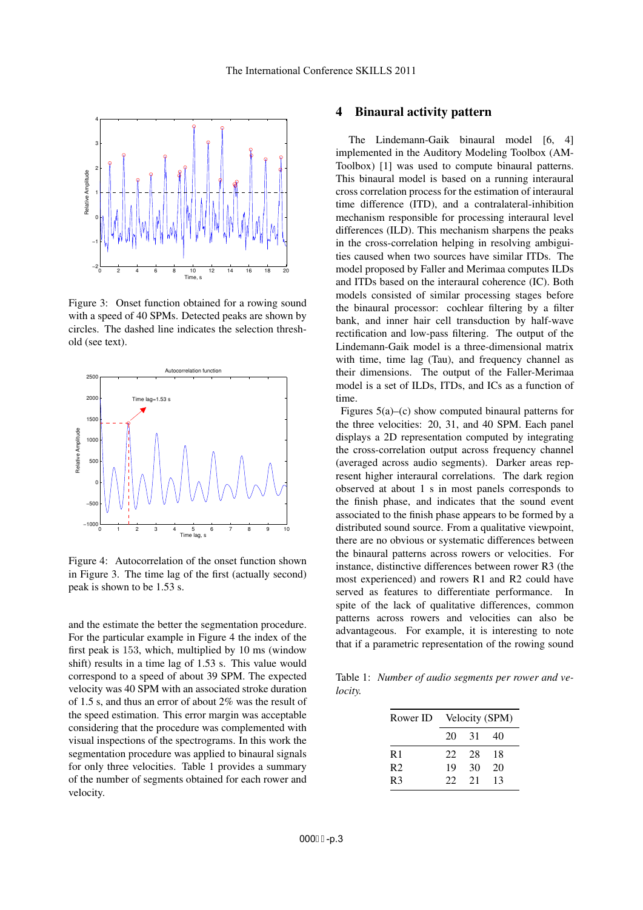Figure 3: Onset function obtained for a rowing sound with a speed of 40 SPMs. Detected peaks are shown by circles. The dashed line indicates the selection threshold (see text).

Figure 4: Autocorrelation of the onset function shown in Figure 3. The time lag of the first (actually second) peak is shown to be 1.53 s.

and the estimate the better the segmentation procedure. For the particular example in Figure 4 the index of the first peak is 153, which, multiplied by 10 ms (window shift) results in a time lag of 1.53 s. This value would correspond to a speed of about 39 SPM. The expected velocity was 40 SPM with an associated stroke duration of 1.5 s, and thus an error of about 2% was the result of the speed estimation. This error margin was acceptable considering that the procedure was complemented with visual inspections of the spectrograms. In this work the segmentation procedure was applied to binaural signals for only three velocities. Table 1 provides a summary of the number of segments obtained for each rower and velocity.

## 4 Binaural activity pattern

The Lindemann-Gaik binaural model [6, 4] implemented in the Auditory Modeling Toolbox (AM-Toolbox) [1] was used to compute binaural patterns. This binaural model is based on a running interaural cross correlation process for the estimation of interaural time difference (ITD), and a contralateral-inhibition mechanism responsible for processing interaural level differences (ILD). This mechanism sharpens the peaks in the cross-correlation helping in resolving ambiguities caused when two sources have similar ITDs. The model proposed by Faller and Merimaa computes ILDs and ITDs based on the interaural coherence (IC). Both models consisted of similar processing stages before the binaural processor: cochlear filtering by a filter bank, and inner hair cell transduction by half-wave rectification and low-pass filtering. The output of the Lindemann-Gaik model is a three-dimensional matrix with time, time lag (Tau), and frequency channel as their dimensions. The output of the Faller-Merimaa model is a set of ILDs, ITDs, and ICs as a function of time.

Figures 5(a)–(c) show computed binaural patterns for the three velocities: 20, 31, and 40 SPM. Each panel displays a 2D representation computed by integrating the cross-correlation output across frequency channel (averaged across audio segments). Darker areas represent higher interaural correlations. The dark region observed at about 1 s in most panels corresponds to the finish phase, and indicates that the sound event associated to the finish phase appears to be formed by a distributed sound source. From a qualitative viewpoint, there are no obvious or systematic differences between the binaural patterns across rowers or velocities. For instance, distinctive differences between rower R3 (the most experienced) and rowers R1 and R2 could have served as features to differentiate performance. In spite of the lack of qualitative differences, common patterns across rowers and velocities can also be advantageous. For example, it is interesting to note that if a parametric representation of the rowing sound

Table 1: *Number of audio segments per rower and velocity.*

| Rower ID | Velocity (SPM) | | |
|---|---|---|---|
| | 20 | 31 | 40 |
| R1 | 22 | 28 | 18 |
| R2 | 19 | 30 | 20 |
| R3 | 22 | 21 | 13 |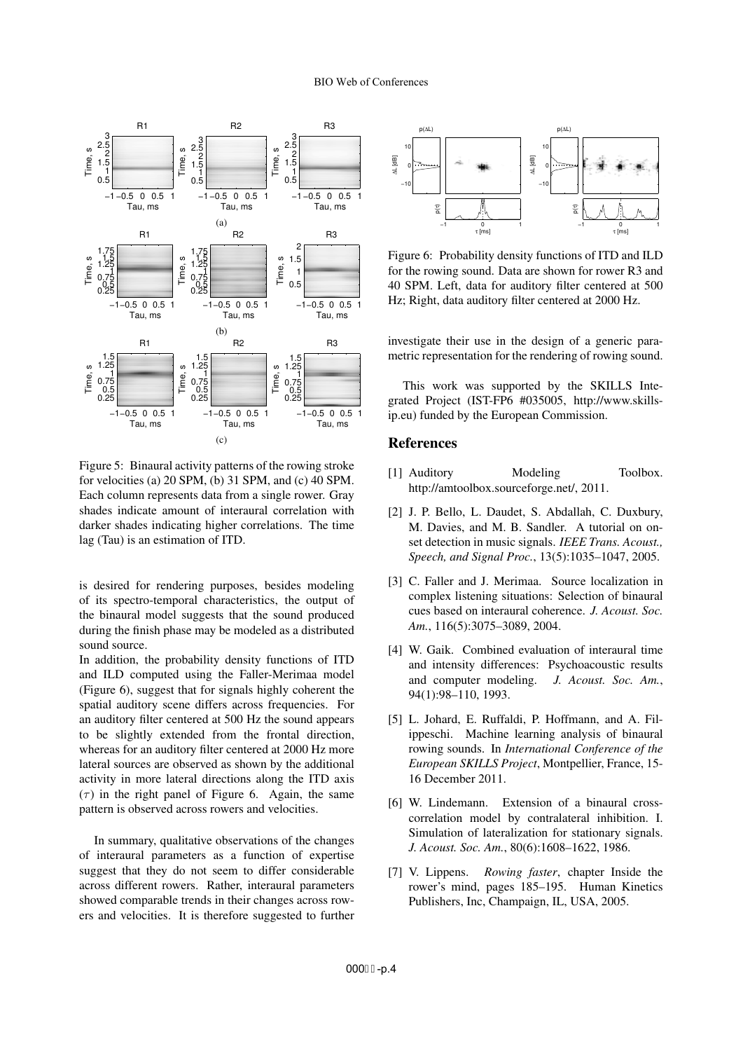R1

R2

R3

3
2.5
2
1.5
1
0.5

Time, s

−1 −0.5 0 0.5 1
Tau, ms

(a)

R1

R2

R3

1.75
1.5
1.25
1
0.75
0.5
0.25

Time, s

−1 −0.5 0 0.5 1
Tau, ms

(b)

R1

R2

R3

1.5
1.25
1
0.75
0.5
0.25

Time, s

−1 −0.5 0 0.5 1
Tau, ms

(c)

Figure 5: Binaural activity patterns of the rowing stroke for velocities (a) 20 SPM, (b) 31 SPM, and (c) 40 SPM. Each column represents data from a single rower. Gray shades indicate amount of interaural correlation with darker shades indicating higher correlations. The time lag (Tau) is an estimation of ITD.

is desired for rendering purposes, besides modeling of its spectro-temporal characteristics, the output of the binaural model suggests that the sound produced during the finish phase may be modeled as a distributed sound source.

In addition, the probability density functions of ITD and ILD computed using the Faller-Merimaa model (Figure 6), suggest that for signals highly coherent the spatial auditory scene differs across frequencies. For an auditory filter centered at 500 Hz the sound appears to be slightly extended from the frontal direction, whereas for an auditory filter centered at 2000 Hz more lateral sources are observed as shown by the additional activity in more lateral directions along the ITD axis ($\tau$) in the right panel of Figure 6. Again, the same pattern is observed across rowers and velocities.

In summary, qualitative observations of the changes of interaural parameters as a function of expertise suggest that they do not seem to differ considerable across different rowers. Rather, interaural parameters showed comparable trends in their changes across rowers and velocities. It is therefore suggested to further

p(ΔL)

ΔL [dB]

10
0
−10

p(τ)

−1 0 1
τ [ms]

Figure 6: Probability density functions of ITD and ILD for the rowing sound. Data are shown for rower R3 and 40 SPM. Left, data for auditory filter centered at 500 Hz; Right, data auditory filter centered at 2000 Hz.

investigate their use in the design of a generic parametric representation for the rendering of rowing sound.

This work was supported by the SKILLS Integrated Project (IST-FP6 #035005, http://www.skills-ip.eu) funded by the European Commission.

## References

[1] Auditory Modeling Toolbox. http://amtoolbox.sourceforge.net/, 2011.

[2] J. P. Bello, L. Daudet, S. Abdallah, C. Duxbury, M. Davies, and M. B. Sandler. A tutorial on onset detection in music signals. *IEEE Trans. Acoust., Speech, and Signal Proc.*, 13(5):1035–1047, 2005.

[3] C. Faller and J. Merimaa. Source localization in complex listening situations: Selection of binaural cues based on interaural coherence. *J. Acoust. Soc. Am.*, 116(5):3075–3089, 2004.

[4] W. Gaik. Combined evaluation of interaural time and intensity differences: Psychoacoustic results and computer modeling. *J. Acoust. Soc. Am.*, 94(1):98–110, 1993.

[5] L. Johard, E. Ruffaldi, P. Hoffmann, and A. Filippeschi. Machine learning analysis of binaural rowing sounds. In *International Conference of the European SKILLS Project*, Montpellier, France, 15-16 December 2011.

[6] W. Lindemann. Extension of a binaural cross-correlation model by contralateral inhibition. I. Simulation of lateralization for stationary signals. *J. Acoust. Soc. Am.*, 80(6):1608–1622, 1986.

[7] V. Lippens. *Rowing faster*, chapter Inside the rower's mind, pages 185–195. Human Kinetics Publishers, Inc, Champaign, IL, USA, 2005.